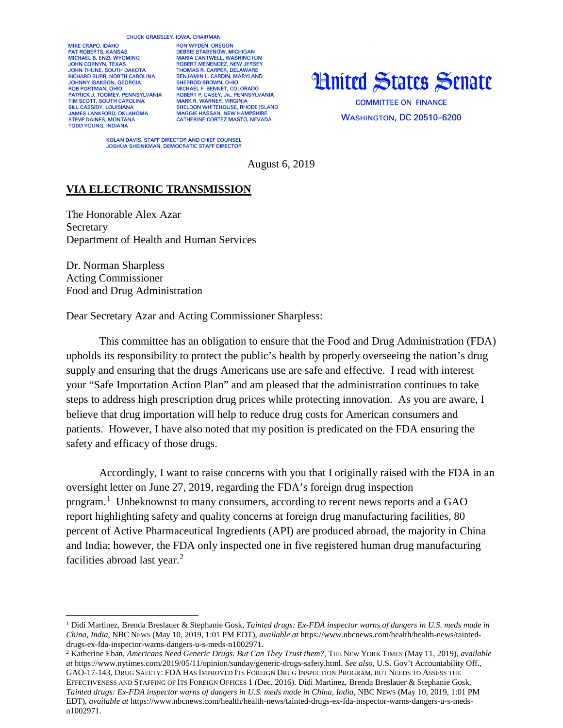CHUCK GRASSLEY, IOWA, CHAIRMAN

MIKE CRAPO, IDAHO
PAT ROBERTS, KANSAS
MICHAEL B. ENZI, WYOMING
JOHN CORNYN, TEXAS
JOHN THUNE, SOUTH DAKOTA
RICHARD BURR, NORTH CAROLINA
JOHNNY ISAKSON, GEORGIA
ROB PORTMAN, OHIO
PATRICK J. TOOMEY, PENNSYLVANIA
TIM SCOTT, SOUTH CAROLINA
BILL CASSIDY, LOUISIANA
JAMES LANKFORD, OKLAHOMA
STEVE DAINES, MONTANA
TODD YOUNG, INDIANA

RON WYDEN, OREGON
DEBBIE STABENOW, MICHIGAN
MARIA CANTWELL, WASHINGTON
ROBERT MENENDEZ, NEW JERSEY
THOMAS R. CARPER, DELAWARE
BENJAMIN L. CARDIN, MARYLAND
SHERROD BROWN, OHIO
MICHAEL F. BENNET, COLORADO
ROBERT P. CASEY, JR., PENNSYLVANIA
MARK R. WARNER, VIRGINIA
SHELDON WHITEHOUSE, RHODE ISLAND
MAGGIE HASSAN, NEW HAMPSHIRE
CATHERINE CORTEZ MASTO, NEVADA

KOLAN DAVIS, STAFF DIRECTOR AND CHIEF COUNSEL
JOSHUA SHEINKMAN, DEMOCRATIC STAFF DIRECTOR

# United States Senate

COMMITTEE ON FINANCE
WASHINGTON, DC 20510–6200

August 6, 2019

**VIA ELECTRONIC TRANSMISSION**

The Honorable Alex Azar
Secretary
Department of Health and Human Services

Dr. Norman Sharpless
Acting Commissioner
Food and Drug Administration

Dear Secretary Azar and Acting Commissioner Sharpless:

This committee has an obligation to ensure that the Food and Drug Administration (FDA) upholds its responsibility to protect the public's health by properly overseeing the nation's drug supply and ensuring that the drugs Americans use are safe and effective. I read with interest your "Safe Importation Action Plan" and am pleased that the administration continues to take steps to address high prescription drug prices while protecting innovation. As you are aware, I believe that drug importation will help to reduce drug costs for American consumers and patients. However, I have also noted that my position is predicated on the FDA ensuring the safety and efficacy of those drugs.

Accordingly, I want to raise concerns with you that I originally raised with the FDA in an oversight letter on June 27, 2019, regarding the FDA's foreign drug inspection program.[1] Unbeknownst to many consumers, according to recent news reports and a GAO report highlighting safety and quality concerns at foreign drug manufacturing facilities, 80 percent of Active Pharmaceutical Ingredients (API) are produced abroad, the majority in China and India; however, the FDA only inspected one in five registered human drug manufacturing facilities abroad last year.[2]

---

[1] Didi Martinez, Brenda Breslauer & Stephanie Gosk, *Tainted drugs: Ex-FDA inspector warns of dangers in U.S. meds made in China, India*, NBC NEWS (May 10, 2019, 1:01 PM EDT), *available at* https://www.nbcnews.com/health/health-news/tainted-drugs-ex-fda-inspector-warns-dangers-u-s-meds-n1002971.

[2] Katherine Eban, *Americans Need Generic Drugs. But Can They Trust them?*, THE NEW YORK TIMES (May 11, 2019), *available at* https://www.nytimes.com/2019/05/11/opinion/sunday/generic-drugs-safety.html. *See also*, U.S. Gov't Accountability Off., GAO-17-143, DRUG SAFETY: FDA HAS IMPROVED ITS FOREIGN DRUG INSPECTION PROGRAM, BUT NEEDS TO ASSESS THE EFFECTIVENESS AND STAFFING OF ITS FOREIGN OFFICES 1 (Dec. 2016). Didi Martinez, Brenda Breslauer & Stephanie Gosk, *Tainted drugs: Ex-FDA inspector warns of dangers in U.S. meds made in China, India*, NBC NEWS (May 10, 2019, 1:01 PM EDT), *available at* https://www.nbcnews.com/health/health-news/tainted-drugs-ex-fda-inspector-warns-dangers-u-s-meds-n1002971.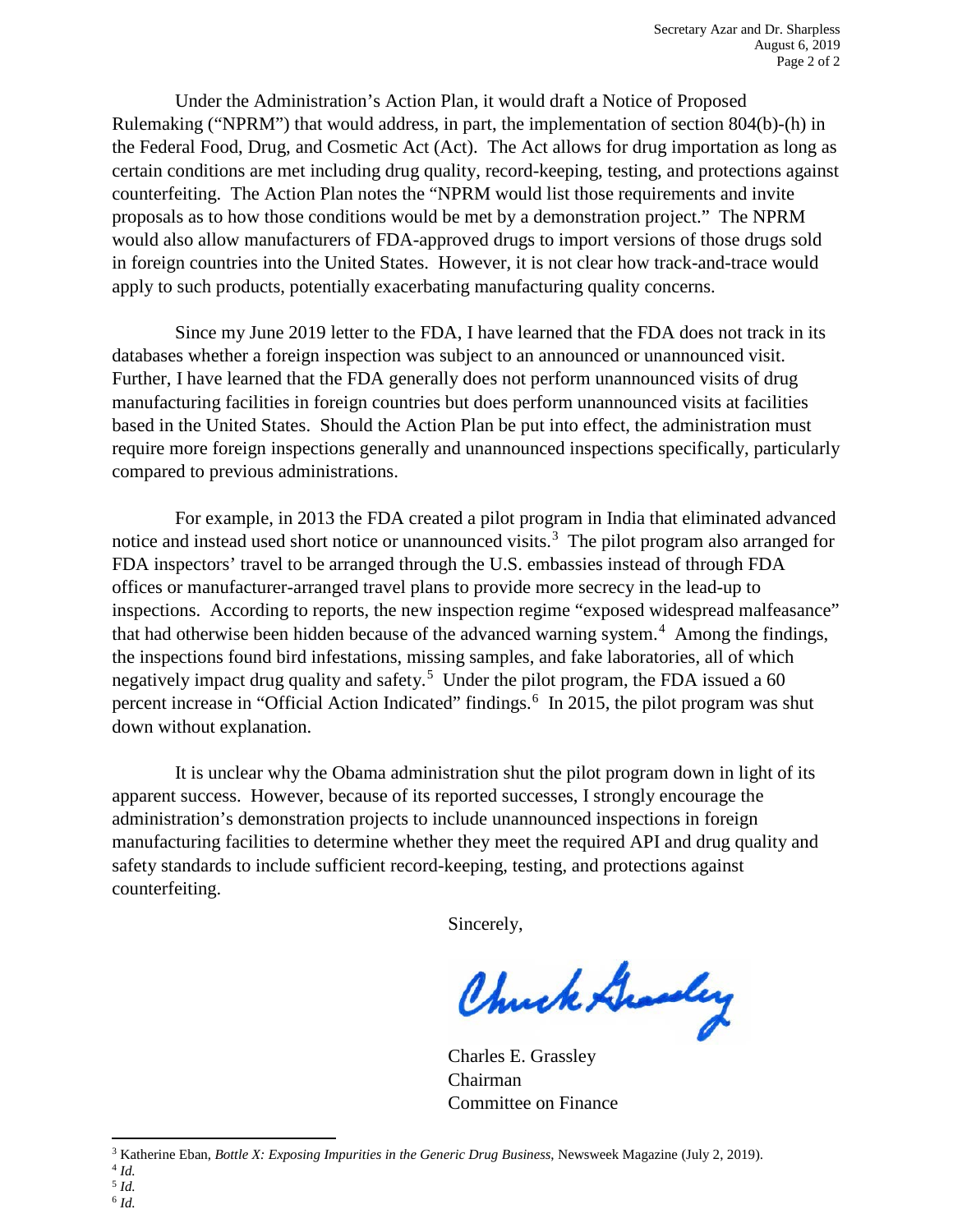Under the Administration's Action Plan, it would draft a Notice of Proposed Rulemaking ("NPRM") that would address, in part, the implementation of section 804(b)-(h) in the Federal Food, Drug, and Cosmetic Act (Act). The Act allows for drug importation as long as certain conditions are met including drug quality, record-keeping, testing, and protections against counterfeiting. The Action Plan notes the "NPRM would list those requirements and invite proposals as to how those conditions would be met by a demonstration project." The NPRM would also allow manufacturers of FDA-approved drugs to import versions of those drugs sold in foreign countries into the United States. However, it is not clear how track-and-trace would apply to such products, potentially exacerbating manufacturing quality concerns.

Since my June 2019 letter to the FDA, I have learned that the FDA does not track in its databases whether a foreign inspection was subject to an announced or unannounced visit. Further, I have learned that the FDA generally does not perform unannounced visits of drug manufacturing facilities in foreign countries but does perform unannounced visits at facilities based in the United States. Should the Action Plan be put into effect, the administration must require more foreign inspections generally and unannounced inspections specifically, particularly compared to previous administrations.

For example, in 2013 the FDA created a pilot program in India that eliminated advanced notice and instead used short notice or unannounced visits.[3] The pilot program also arranged for FDA inspectors' travel to be arranged through the U.S. embassies instead of through FDA offices or manufacturer-arranged travel plans to provide more secrecy in the lead-up to inspections. According to reports, the new inspection regime "exposed widespread malfeasance" that had otherwise been hidden because of the advanced warning system.[4] Among the findings, the inspections found bird infestations, missing samples, and fake laboratories, all of which negatively impact drug quality and safety.[5] Under the pilot program, the FDA issued a 60 percent increase in "Official Action Indicated" findings.[6] In 2015, the pilot program was shut down without explanation.

It is unclear why the Obama administration shut the pilot program down in light of its apparent success. However, because of its reported successes, I strongly encourage the administration's demonstration projects to include unannounced inspections in foreign manufacturing facilities to determine whether they meet the required API and drug quality and safety standards to include sufficient record-keeping, testing, and protections against counterfeiting.

Sincerely,

Charles E. Grassley
Chairman
Committee on Finance

---

[3] Katherine Eban, *Bottle X: Exposing Impurities in the Generic Drug Business*, Newsweek Magazine (July 2, 2019).

[4] *Id.*

[5] *Id.*

[6] *Id.*